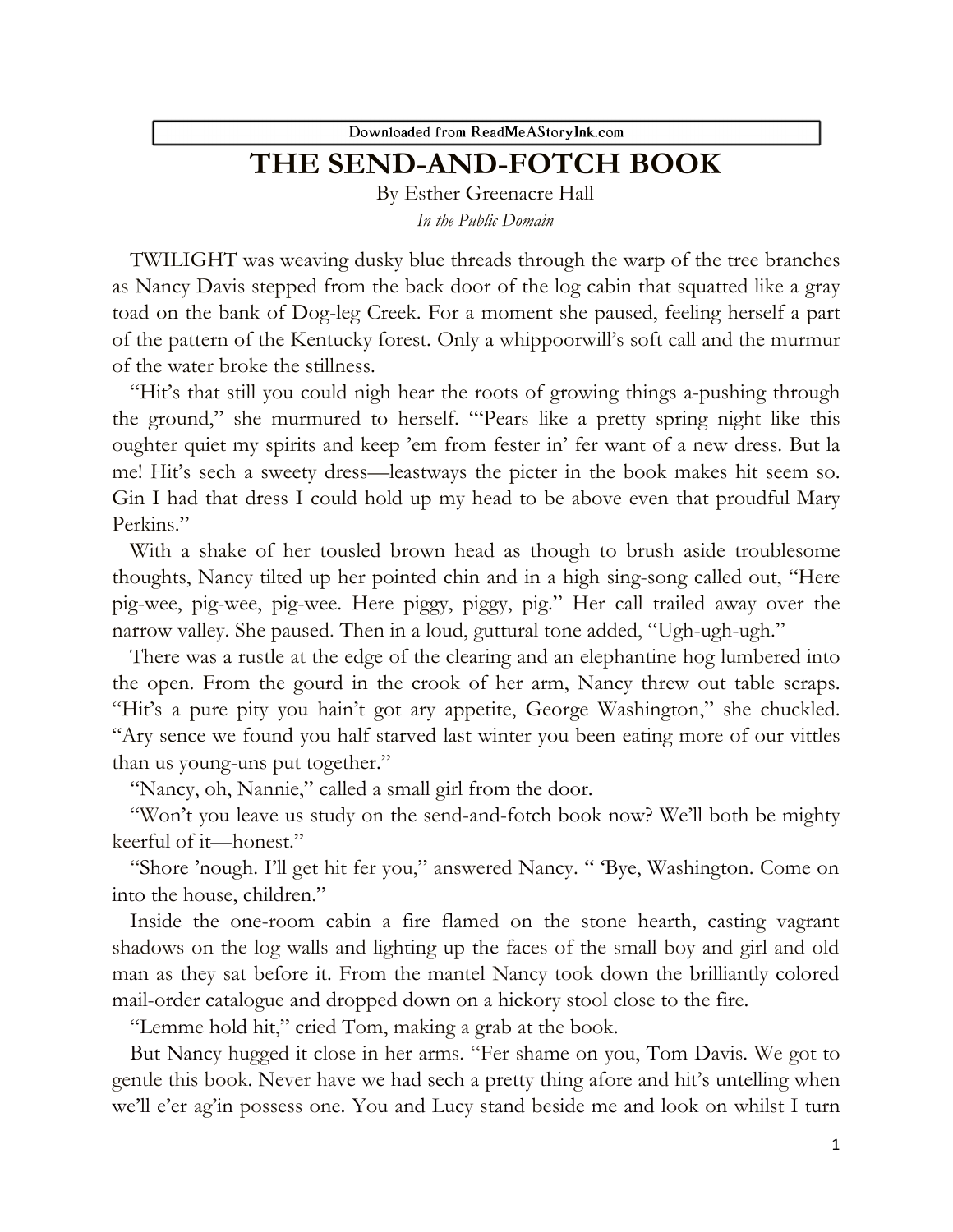Downloaded from ReadMeAStoryInk.com

# THE SEND-AND-FOTCH BOOK

By Esther Greenacre Hall

*In the Public Domain*

TWILIGHT was weaving dusky blue threads through the warp of the tree branches as Nancy Davis stepped from the back door of the log cabin that squatted like a gray toad on the bank of Dog-leg Creek. For a moment she paused, feeling herself a part of the pattern of the Kentucky forest. Only a whippoorwill's soft call and the murmur of the water broke the stillness.

"Hit's that still you could nigh hear the roots of growing things a-pushing through the ground," she murmured to herself. "'Pears like a pretty spring night like this oughter quiet my spirits and keep 'em from fester in' fer want of a new dress. But la me! Hit's sech a sweety dress—leastways the picter in the book makes hit seem so. Gin I had that dress I could hold up my head to be above even that proudful Mary Perkins."

With a shake of her tousled brown head as though to brush aside troublesome thoughts, Nancy tilted up her pointed chin and in a high sing-song called out, "Here pig-wee, pig-wee, pig-wee. Here piggy, piggy, pig." Her call trailed away over the narrow valley. She paused. Then in a loud, guttural tone added, "Ugh-ugh-ugh."

There was a rustle at the edge of the clearing and an elephantine hog lumbered into the open. From the gourd in the crook of her arm, Nancy threw out table scraps. "Hit's a pure pity you hain't got ary appetite, George Washington," she chuckled. "Ary sence we found you half starved last winter you been eating more of our vittles than us young-uns put together."

"Nancy, oh, Nannie," called a small girl from the door.

"Won't you leave us study on the send-and-fotch book now? We'll both be mighty keerful of it—honest."

"Shore 'nough. I'll get hit fer you," answered Nancy. " 'Bye, Washington. Come on into the house, children."

Inside the one-room cabin a fire flamed on the stone hearth, casting vagrant shadows on the log walls and lighting up the faces of the small boy and girl and old man as they sat before it. From the mantel Nancy took down the brilliantly colored mail-order catalogue and dropped down on a hickory stool close to the fire.

"Lemme hold hit," cried Tom, making a grab at the book.

But Nancy hugged it close in her arms. "Fer shame on you, Tom Davis. We got to gentle this book. Never have we had sech a pretty thing afore and hit's untelling when we'll e'er ag'in possess one. You and Lucy stand beside me and look on whilst I turn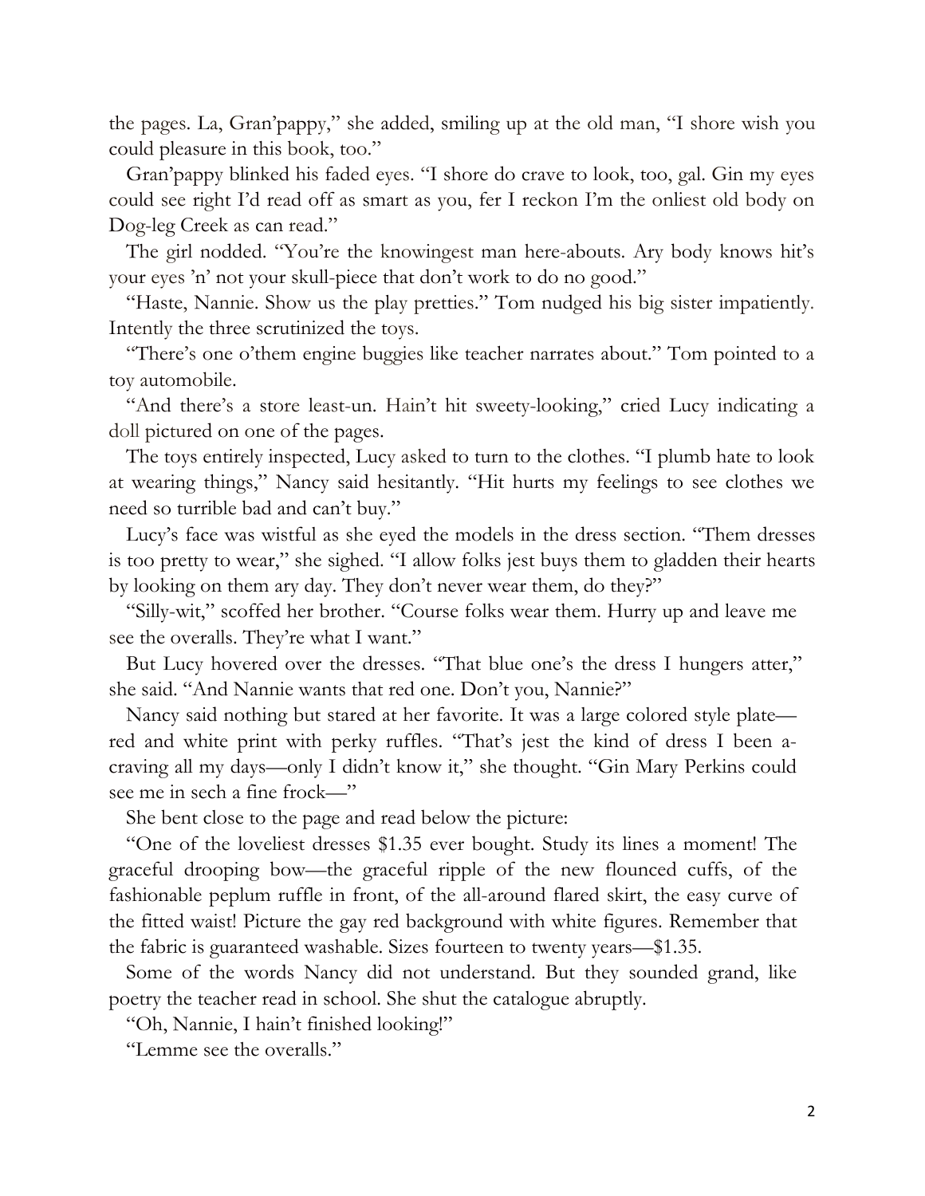the pages. La, Gran'pappy," she added, smiling up at the old man, "I shore wish you could pleasure in this book, too."

Gran'pappy blinked his faded eyes. "I shore do crave to look, too, gal. Gin my eyes could see right I'd read off as smart as you, fer I reckon I'm the onliest old body on Dog-leg Creek as can read."

The girl nodded. "You're the knowingest man here-abouts. Ary body knows hit's your eyes 'n' not your skull-piece that don't work to do no good."

"Haste, Nannie. Show us the play pretties." Tom nudged his big sister impatiently. Intently the three scrutinized the toys.

"There's one o'them engine buggies like teacher narrates about." Tom pointed to a toy automobile.

"And there's a store least-un. Hain't hit sweety-looking," cried Lucy indicating a doll pictured on one of the pages.

The toys entirely inspected, Lucy asked to turn to the clothes. "I plumb hate to look at wearing things," Nancy said hesitantly. "Hit hurts my feelings to see clothes we need so turrible bad and can't buy."

Lucy's face was wistful as she eyed the models in the dress section. "Them dresses is too pretty to wear," she sighed. "I allow folks jest buys them to gladden their hearts by looking on them ary day. They don't never wear them, do they?"

"Silly-wit," scoffed her brother. "Course folks wear them. Hurry up and leave me see the overalls. They're what I want."

But Lucy hovered over the dresses. "That blue one's the dress I hungers atter," she said. "And Nannie wants that red one. Don't you, Nannie?"

Nancy said nothing but stared at her favorite. It was a large colored style plate—red and white print with perky ruffles. "That's jest the kind of dress I been a-craving all my days—only I didn't know it," she thought. "Gin Mary Perkins could see me in sech a fine frock—"

She bent close to the page and read below the picture:

"One of the loveliest dresses $1.35 ever bought. Study its lines a moment! The graceful drooping bow—the graceful ripple of the new flounced cuffs, of the fashionable peplum ruffle in front, of the all-around flared skirt, the easy curve of the fitted waist! Picture the gay red background with white figures. Remember that the fabric is guaranteed washable. Sizes fourteen to twenty years—$1.35.

Some of the words Nancy did not understand. But they sounded grand, like poetry the teacher read in school. She shut the catalogue abruptly.

"Oh, Nannie, I hain't finished looking!"

"Lemme see the overalls."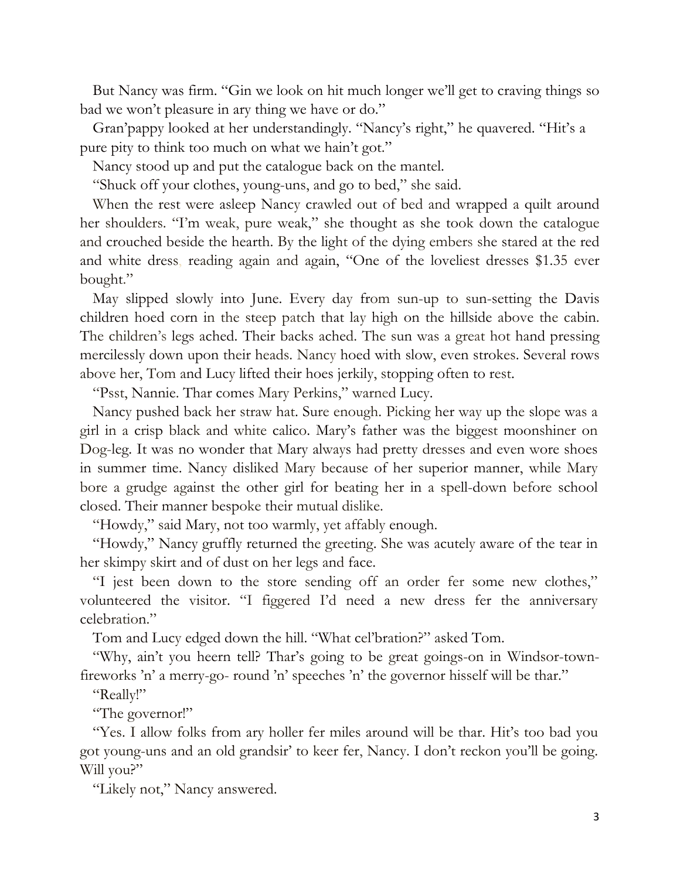But Nancy was firm. "Gin we look on hit much longer we'll get to craving things so bad we won't pleasure in ary thing we have or do."

Gran'pappy looked at her understandingly. "Nancy's right," he quavered. "Hit's a pure pity to think too much on what we hain't got."

Nancy stood up and put the catalogue back on the mantel.

"Shuck off your clothes, young-uns, and go to bed," she said.

When the rest were asleep Nancy crawled out of bed and wrapped a quilt around her shoulders. "I'm weak, pure weak," she thought as she took down the catalogue and crouched beside the hearth. By the light of the dying embers she stared at the red and white dress, reading again and again, "One of the loveliest dresses $1.35 ever bought."

May slipped slowly into June. Every day from sun-up to sun-setting the Davis children hoed corn in the steep patch that lay high on the hillside above the cabin. The children's legs ached. Their backs ached. The sun was a great hot hand pressing mercilessly down upon their heads. Nancy hoed with slow, even strokes. Several rows above her, Tom and Lucy lifted their hoes jerkily, stopping often to rest.

"Psst, Nannie. Thar comes Mary Perkins," warned Lucy.

Nancy pushed back her straw hat. Sure enough. Picking her way up the slope was a girl in a crisp black and white calico. Mary's father was the biggest moonshiner on Dog-leg. It was no wonder that Mary always had pretty dresses and even wore shoes in summer time. Nancy disliked Mary because of her superior manner, while Mary bore a grudge against the other girl for beating her in a spell-down before school closed. Their manner bespoke their mutual dislike.

"Howdy," said Mary, not too warmly, yet affably enough.

"Howdy," Nancy gruffly returned the greeting. She was acutely aware of the tear in her skimpy skirt and of dust on her legs and face.

"I jest been down to the store sending off an order fer some new clothes," volunteered the visitor. "I figgered I'd need a new dress fer the anniversary celebration."

Tom and Lucy edged down the hill. "What cel'bration?" asked Tom.

"Why, ain't you heern tell? Thar's going to be great goings-on in Windsor-town-fireworks 'n' a merry-go- round 'n' speeches 'n' the governor hisself will be thar."

"Really!"

"The governor!"

"Yes. I allow folks from ary holler fer miles around will be thar. Hit's too bad you got young-uns and an old grandsir' to keer fer, Nancy. I don't reckon you'll be going. Will you?"

"Likely not," Nancy answered.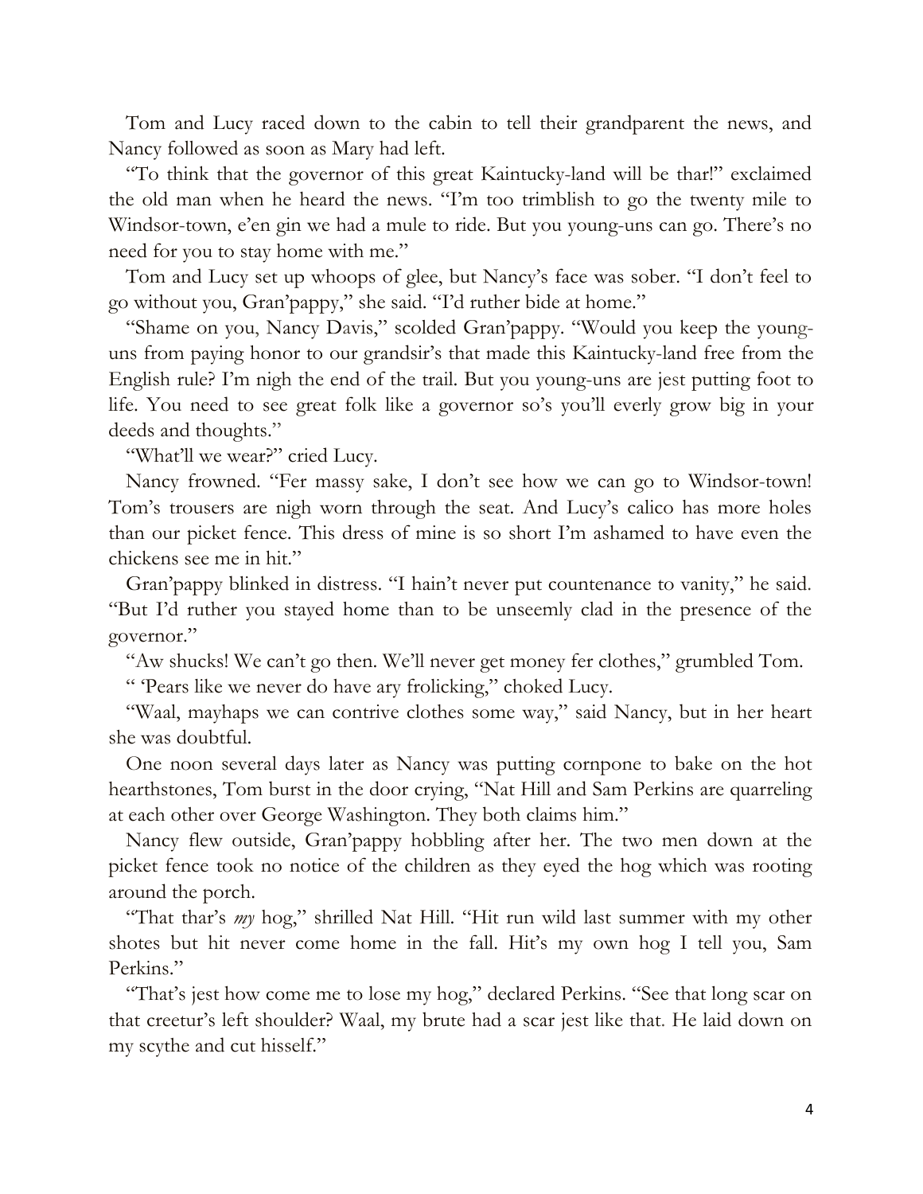Tom and Lucy raced down to the cabin to tell their grandparent the news, and Nancy followed as soon as Mary had left.

"To think that the governor of this great Kaintucky-land will be thar!" exclaimed the old man when he heard the news. "I'm too trimblish to go the twenty mile to Windsor-town, e'en gin we had a mule to ride. But you young-uns can go. There's no need for you to stay home with me."

Tom and Lucy set up whoops of glee, but Nancy's face was sober. "I don't feel to go without you, Gran'pappy," she said. "I'd ruther bide at home."

"Shame on you, Nancy Davis," scolded Gran'pappy. "Would you keep the young-uns from paying honor to our grandsir's that made this Kaintucky-land free from the English rule? I'm nigh the end of the trail. But you young-uns are jest putting foot to life. You need to see great folk like a governor so's you'll everly grow big in your deeds and thoughts."

"What'll we wear?" cried Lucy.

Nancy frowned. "Fer massy sake, I don't see how we can go to Windsor-town! Tom's trousers are nigh worn through the seat. And Lucy's calico has more holes than our picket fence. This dress of mine is so short I'm ashamed to have even the chickens see me in hit."

Gran'pappy blinked in distress. "I hain't never put countenance to vanity," he said. "But I'd ruther you stayed home than to be unseemly clad in the presence of the governor."

"Aw shucks! We can't go then. We'll never get money fer clothes," grumbled Tom.

" 'Pears like we never do have ary frolicking," choked Lucy.

"Waal, mayhaps we can contrive clothes some way," said Nancy, but in her heart she was doubtful.

One noon several days later as Nancy was putting cornpone to bake on the hot hearthstones, Tom burst in the door crying, "Nat Hill and Sam Perkins are quarreling at each other over George Washington. They both claims him."

Nancy flew outside, Gran'pappy hobbling after her. The two men down at the picket fence took no notice of the children as they eyed the hog which was rooting around the porch.

"That thar's *my* hog," shrilled Nat Hill. "Hit run wild last summer with my other shotes but hit never come home in the fall. Hit's my own hog I tell you, Sam Perkins."

"That's jest how come me to lose my hog," declared Perkins. "See that long scar on that creetur's left shoulder? Waal, my brute had a scar jest like that. He laid down on my scythe and cut hisself."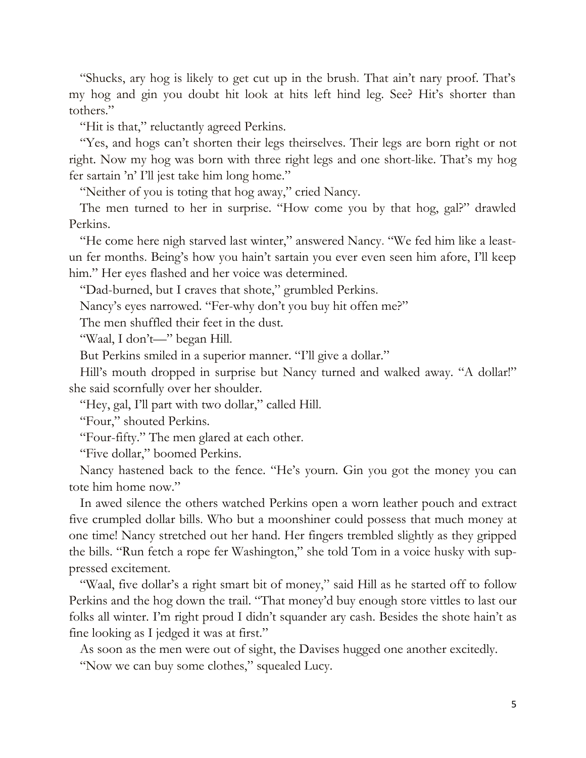"Shucks, ary hog is likely to get cut up in the brush. That ain't nary proof. That's my hog and gin you doubt hit look at hits left hind leg. See? Hit's shorter than tothers."

"Hit is that," reluctantly agreed Perkins.

"Yes, and hogs can't shorten their legs theirselves. Their legs are born right or not right. Now my hog was born with three right legs and one short-like. That's my hog fer sartain 'n' I'll jest take him long home."

"Neither of you is toting that hog away," cried Nancy.

The men turned to her in surprise. "How come you by that hog, gal?" drawled Perkins.

"He come here nigh starved last winter," answered Nancy. "We fed him like a least-un fer months. Being's how you hain't sartain you ever even seen him afore, I'll keep him." Her eyes flashed and her voice was determined.

"Dad-burned, but I craves that shote," grumbled Perkins.

Nancy's eyes narrowed. "Fer-why don't you buy hit offen me?"

The men shuffled their feet in the dust.

"Waal, I don't—" began Hill.

But Perkins smiled in a superior manner. "I'll give a dollar."

Hill's mouth dropped in surprise but Nancy turned and walked away. "A dollar!" she said scornfully over her shoulder.

"Hey, gal, I'll part with two dollar," called Hill.

"Four," shouted Perkins.

"Four-fifty." The men glared at each other.

"Five dollar," boomed Perkins.

Nancy hastened back to the fence. "He's yourn. Gin you got the money you can tote him home now."

In awed silence the others watched Perkins open a worn leather pouch and extract five crumpled dollar bills. Who but a moonshiner could possess that much money at one time! Nancy stretched out her hand. Her fingers trembled slightly as they gripped the bills. "Run fetch a rope fer Washington," she told Tom in a voice husky with suppressed excitement.

"Waal, five dollar's a right smart bit of money," said Hill as he started off to follow Perkins and the hog down the trail. "That money'd buy enough store vittles to last our folks all winter. I'm right proud I didn't squander ary cash. Besides the shote hain't as fine looking as I jedged it was at first."

As soon as the men were out of sight, the Davises hugged one another excitedly.

"Now we can buy some clothes," squealed Lucy.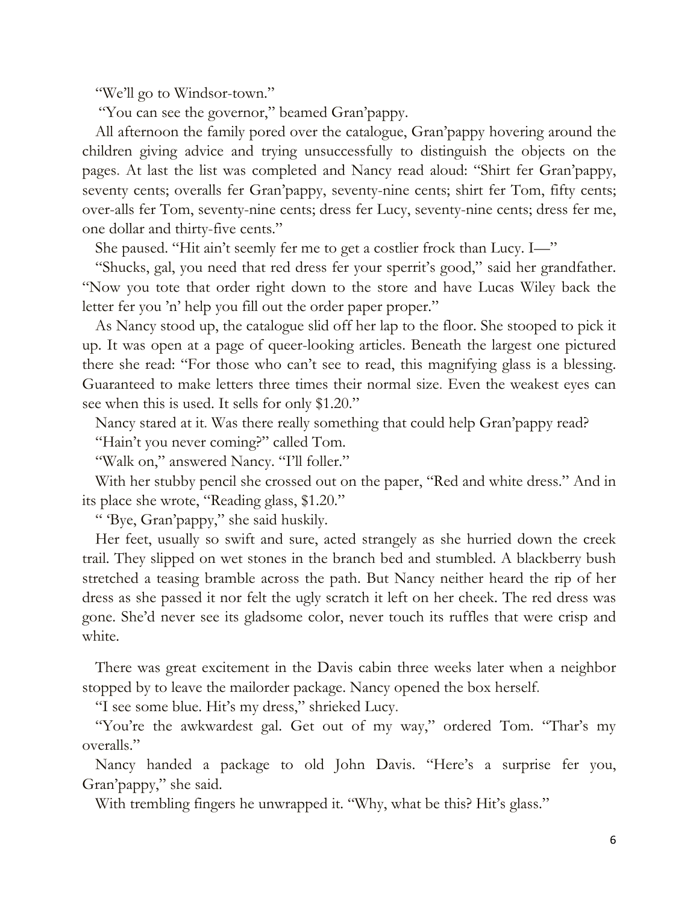"We'll go to Windsor-town."

"You can see the governor," beamed Gran'pappy.

All afternoon the family pored over the catalogue, Gran'pappy hovering around the children giving advice and trying unsuccessfully to distinguish the objects on the pages. At last the list was completed and Nancy read aloud: "Shirt fer Gran'pappy, seventy cents; overalls fer Gran'pappy, seventy-nine cents; shirt fer Tom, fifty cents; over-alls fer Tom, seventy-nine cents; dress fer Lucy, seventy-nine cents; dress fer me, one dollar and thirty-five cents."

She paused. "Hit ain't seemly fer me to get a costlier frock than Lucy. I—"

"Shucks, gal, you need that red dress fer your sperrit's good," said her grandfather. "Now you tote that order right down to the store and have Lucas Wiley back the letter fer you 'n' help you fill out the order paper proper."

As Nancy stood up, the catalogue slid off her lap to the floor. She stooped to pick it up. It was open at a page of queer-looking articles. Beneath the largest one pictured there she read: "For those who can't see to read, this magnifying glass is a blessing. Guaranteed to make letters three times their normal size. Even the weakest eyes can see when this is used. It sells for only $1.20."

Nancy stared at it. Was there really something that could help Gran'pappy read?

"Hain't you never coming?" called Tom.

"Walk on," answered Nancy. "I'll foller."

With her stubby pencil she crossed out on the paper, "Red and white dress." And in its place she wrote, "Reading glass, $1.20."

" 'Bye, Gran'pappy," she said huskily.

Her feet, usually so swift and sure, acted strangely as she hurried down the creek trail. They slipped on wet stones in the branch bed and stumbled. A blackberry bush stretched a teasing bramble across the path. But Nancy neither heard the rip of her dress as she passed it nor felt the ugly scratch it left on her cheek. The red dress was gone. She'd never see its gladsome color, never touch its ruffles that were crisp and white.

There was great excitement in the Davis cabin three weeks later when a neighbor stopped by to leave the mailorder package. Nancy opened the box herself.

"I see some blue. Hit's my dress," shrieked Lucy.

"You're the awkwardest gal. Get out of my way," ordered Tom. "Thar's my overalls."

Nancy handed a package to old John Davis. "Here's a surprise fer you, Gran'pappy," she said.

With trembling fingers he unwrapped it. "Why, what be this? Hit's glass."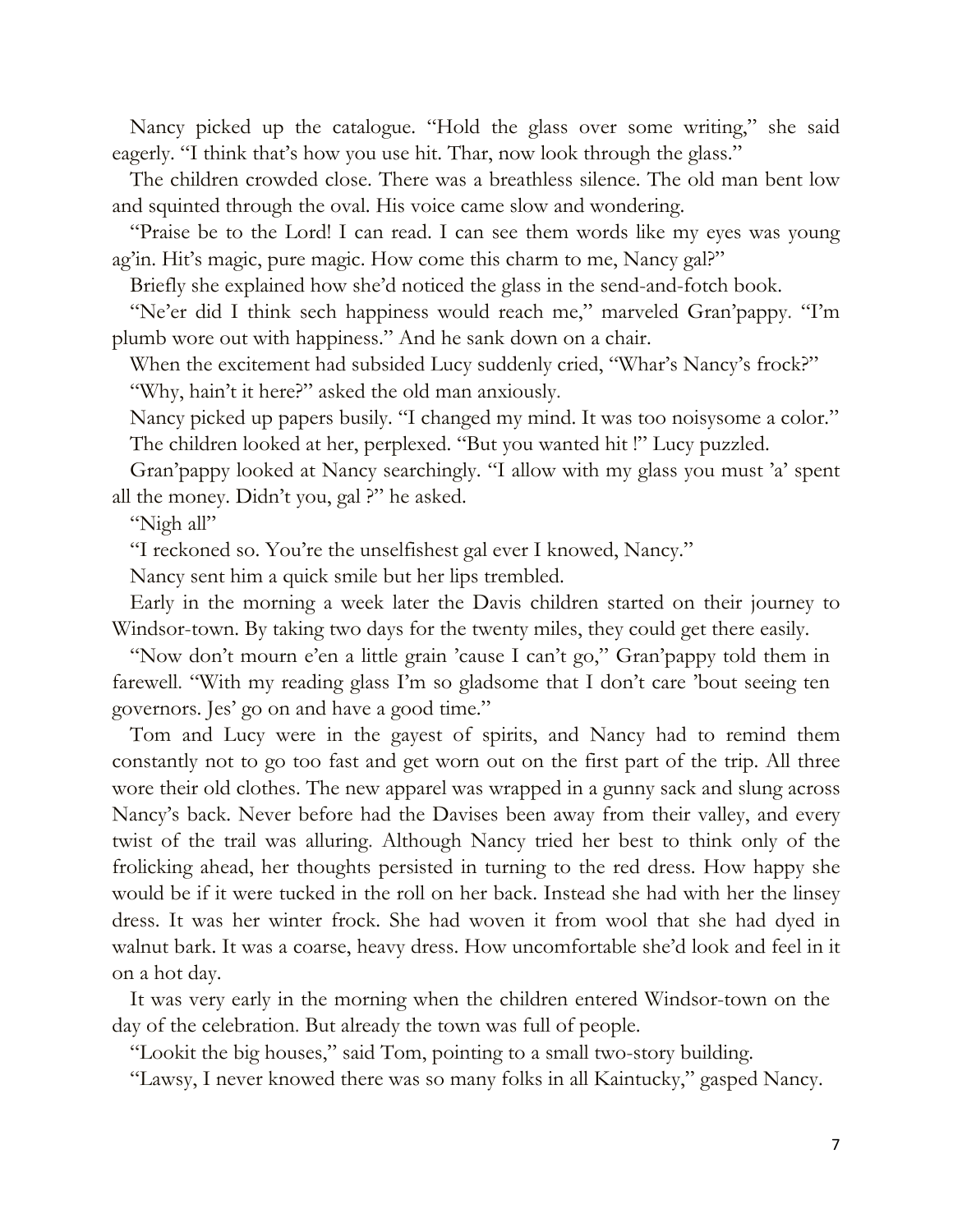Nancy picked up the catalogue. "Hold the glass over some writing," she said eagerly. "I think that's how you use hit. Thar, now look through the glass."

The children crowded close. There was a breathless silence. The old man bent low and squinted through the oval. His voice came slow and wondering.

"Praise be to the Lord! I can read. I can see them words like my eyes was young ag'in. Hit's magic, pure magic. How come this charm to me, Nancy gal?"

Briefly she explained how she'd noticed the glass in the send-and-fotch book.

"Ne'er did I think sech happiness would reach me," marveled Gran'pappy. "I'm plumb wore out with happiness." And he sank down on a chair.

When the excitement had subsided Lucy suddenly cried, "Whar's Nancy's frock?"

"Why, hain't it here?" asked the old man anxiously.

Nancy picked up papers busily. "I changed my mind. It was too noisysome a color."

The children looked at her, perplexed. "But you wanted hit !" Lucy puzzled.

Gran'pappy looked at Nancy searchingly. "I allow with my glass you must 'a' spent all the money. Didn't you, gal ?" he asked.

"Nigh all"

"I reckoned so. You're the unselfishest gal ever I knowed, Nancy."

Nancy sent him a quick smile but her lips trembled.

Early in the morning a week later the Davis children started on their journey to Windsor-town. By taking two days for the twenty miles, they could get there easily.

"Now don't mourn e'en a little grain 'cause I can't go," Gran'pappy told them in farewell. "With my reading glass I'm so gladsome that I don't care 'bout seeing ten governors. Jes' go on and have a good time."

Tom and Lucy were in the gayest of spirits, and Nancy had to remind them constantly not to go too fast and get worn out on the first part of the trip. All three wore their old clothes. The new apparel was wrapped in a gunny sack and slung across Nancy's back. Never before had the Davises been away from their valley, and every twist of the trail was alluring. Although Nancy tried her best to think only of the frolicking ahead, her thoughts persisted in turning to the red dress. How happy she would be if it were tucked in the roll on her back. Instead she had with her the linsey dress. It was her winter frock. She had woven it from wool that she had dyed in walnut bark. It was a coarse, heavy dress. How uncomfortable she'd look and feel in it on a hot day.

It was very early in the morning when the children entered Windsor-town on the day of the celebration. But already the town was full of people.

"Lookit the big houses," said Tom, pointing to a small two-story building.

"Lawsy, I never knowed there was so many folks in all Kaintucky," gasped Nancy.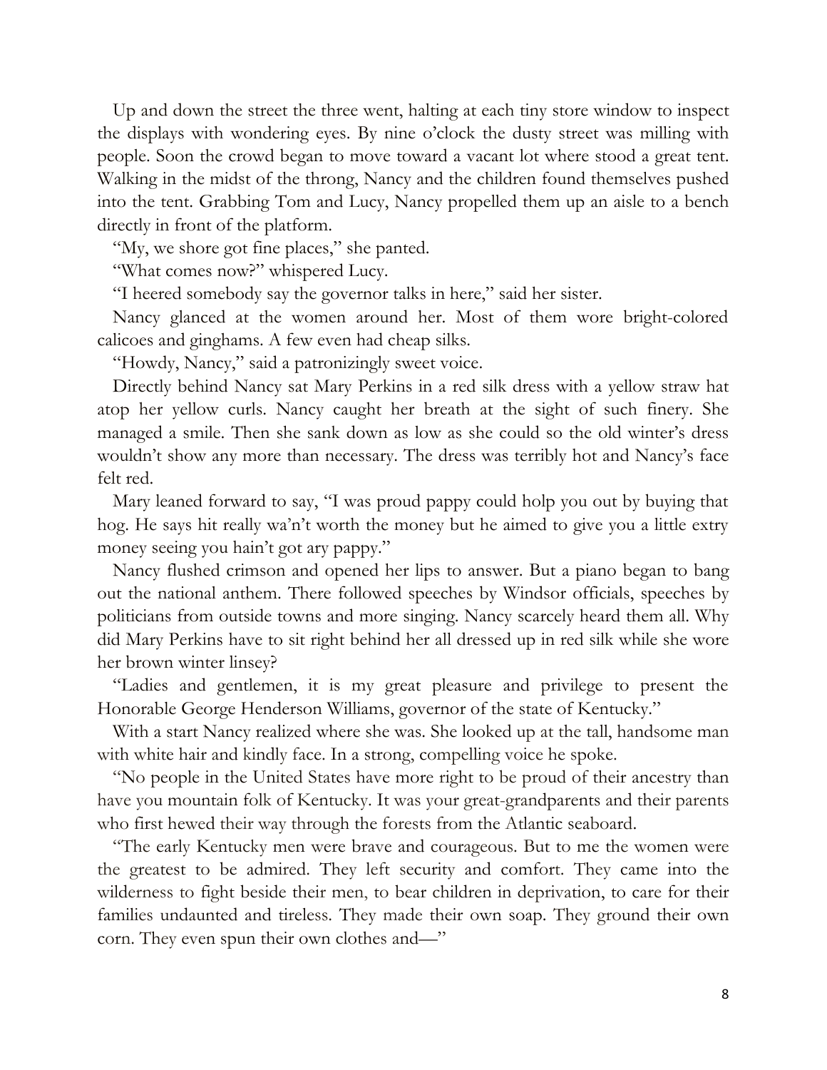Up and down the street the three went, halting at each tiny store window to inspect the displays with wondering eyes. By nine o'clock the dusty street was milling with people. Soon the crowd began to move toward a vacant lot where stood a great tent. Walking in the midst of the throng, Nancy and the children found themselves pushed into the tent. Grabbing Tom and Lucy, Nancy propelled them up an aisle to a bench directly in front of the platform.

"My, we shore got fine places," she panted.

"What comes now?" whispered Lucy.

"I heered somebody say the governor talks in here," said her sister.

Nancy glanced at the women around her. Most of them wore bright-colored calicoes and ginghams. A few even had cheap silks.

"Howdy, Nancy," said a patronizingly sweet voice.

Directly behind Nancy sat Mary Perkins in a red silk dress with a yellow straw hat atop her yellow curls. Nancy caught her breath at the sight of such finery. She managed a smile. Then she sank down as low as she could so the old winter's dress wouldn't show any more than necessary. The dress was terribly hot and Nancy's face felt red.

Mary leaned forward to say, "I was proud pappy could holp you out by buying that hog. He says hit really wa'n't worth the money but he aimed to give you a little extry money seeing you hain't got ary pappy."

Nancy flushed crimson and opened her lips to answer. But a piano began to bang out the national anthem. There followed speeches by Windsor officials, speeches by politicians from outside towns and more singing. Nancy scarcely heard them all. Why did Mary Perkins have to sit right behind her all dressed up in red silk while she wore her brown winter linsey?

"Ladies and gentlemen, it is my great pleasure and privilege to present the Honorable George Henderson Williams, governor of the state of Kentucky."

With a start Nancy realized where she was. She looked up at the tall, handsome man with white hair and kindly face. In a strong, compelling voice he spoke.

"No people in the United States have more right to be proud of their ancestry than have you mountain folk of Kentucky. It was your great-grandparents and their parents who first hewed their way through the forests from the Atlantic seaboard.

"The early Kentucky men were brave and courageous. But to me the women were the greatest to be admired. They left security and comfort. They came into the wilderness to fight beside their men, to bear children in deprivation, to care for their families undaunted and tireless. They made their own soap. They ground their own corn. They even spun their own clothes and—"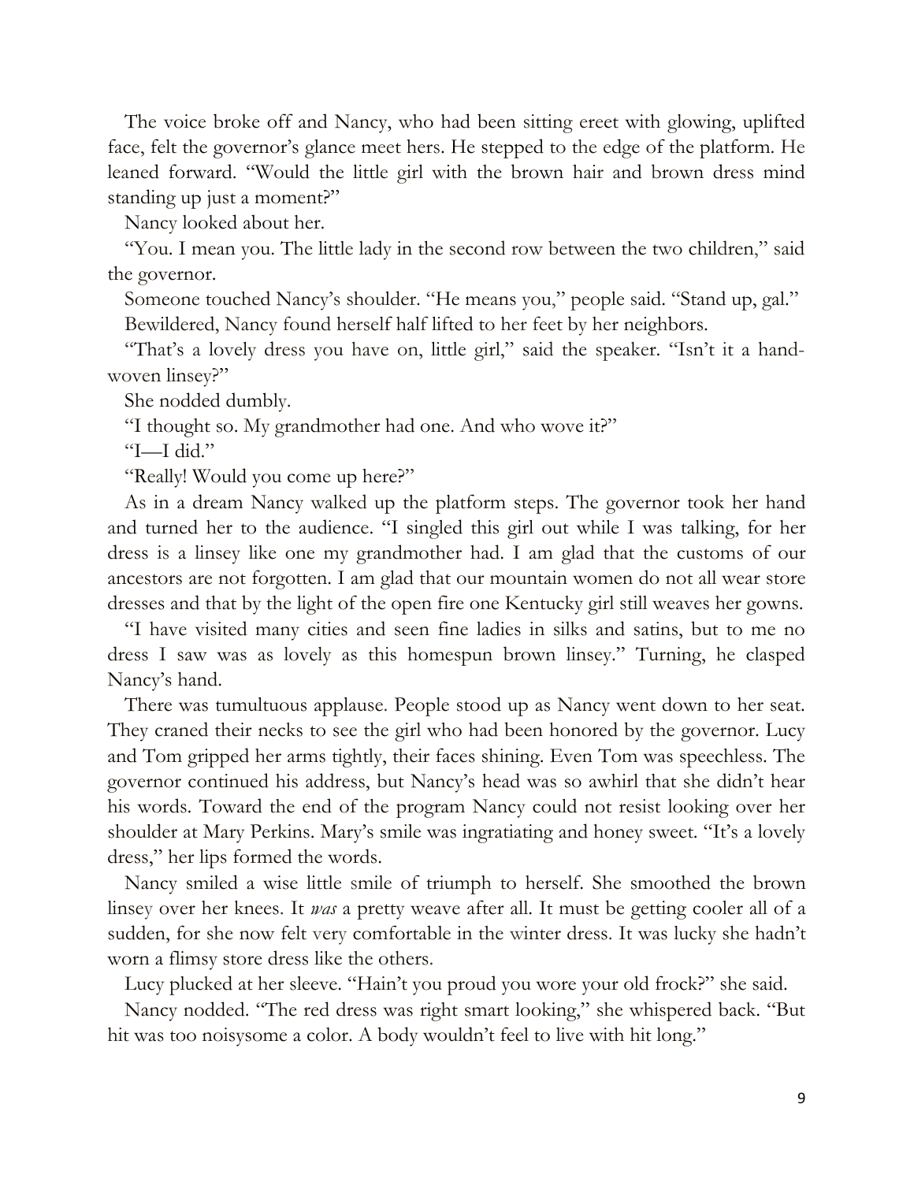The voice broke off and Nancy, who had been sitting ereet with glowing, uplifted face, felt the governor's glance meet hers. He stepped to the edge of the platform. He leaned forward. "Would the little girl with the brown hair and brown dress mind standing up just a moment?"

Nancy looked about her.

"You. I mean you. The little lady in the second row between the two children," said the governor.

Someone touched Nancy's shoulder. "He means you," people said. "Stand up, gal."

Bewildered, Nancy found herself half lifted to her feet by her neighbors.

"That's a lovely dress you have on, little girl," said the speaker. "Isn't it a hand-woven linsey?"

She nodded dumbly.

"I thought so. My grandmother had one. And who wove it?"

"I—I did."

"Really! Would you come up here?"

As in a dream Nancy walked up the platform steps. The governor took her hand and turned her to the audience. "I singled this girl out while I was talking, for her dress is a linsey like one my grandmother had. I am glad that the customs of our ancestors are not forgotten. I am glad that our mountain women do not all wear store dresses and that by the light of the open fire one Kentucky girl still weaves her gowns.

"I have visited many cities and seen fine ladies in silks and satins, but to me no dress I saw was as lovely as this homespun brown linsey." Turning, he clasped Nancy's hand.

There was tumultuous applause. People stood up as Nancy went down to her seat. They craned their necks to see the girl who had been honored by the governor. Lucy and Tom gripped her arms tightly, their faces shining. Even Tom was speechless. The governor continued his address, but Nancy's head was so awhirl that she didn't hear his words. Toward the end of the program Nancy could not resist looking over her shoulder at Mary Perkins. Mary's smile was ingratiating and honey sweet. "It's a lovely dress," her lips formed the words.

Nancy smiled a wise little smile of triumph to herself. She smoothed the brown linsey over her knees. It *was* a pretty weave after all. It must be getting cooler all of a sudden, for she now felt very comfortable in the winter dress. It was lucky she hadn't worn a flimsy store dress like the others.

Lucy plucked at her sleeve. "Hain't you proud you wore your old frock?" she said.

Nancy nodded. "The red dress was right smart looking," she whispered back. "But hit was too noisysome a color. A body wouldn't feel to live with hit long."